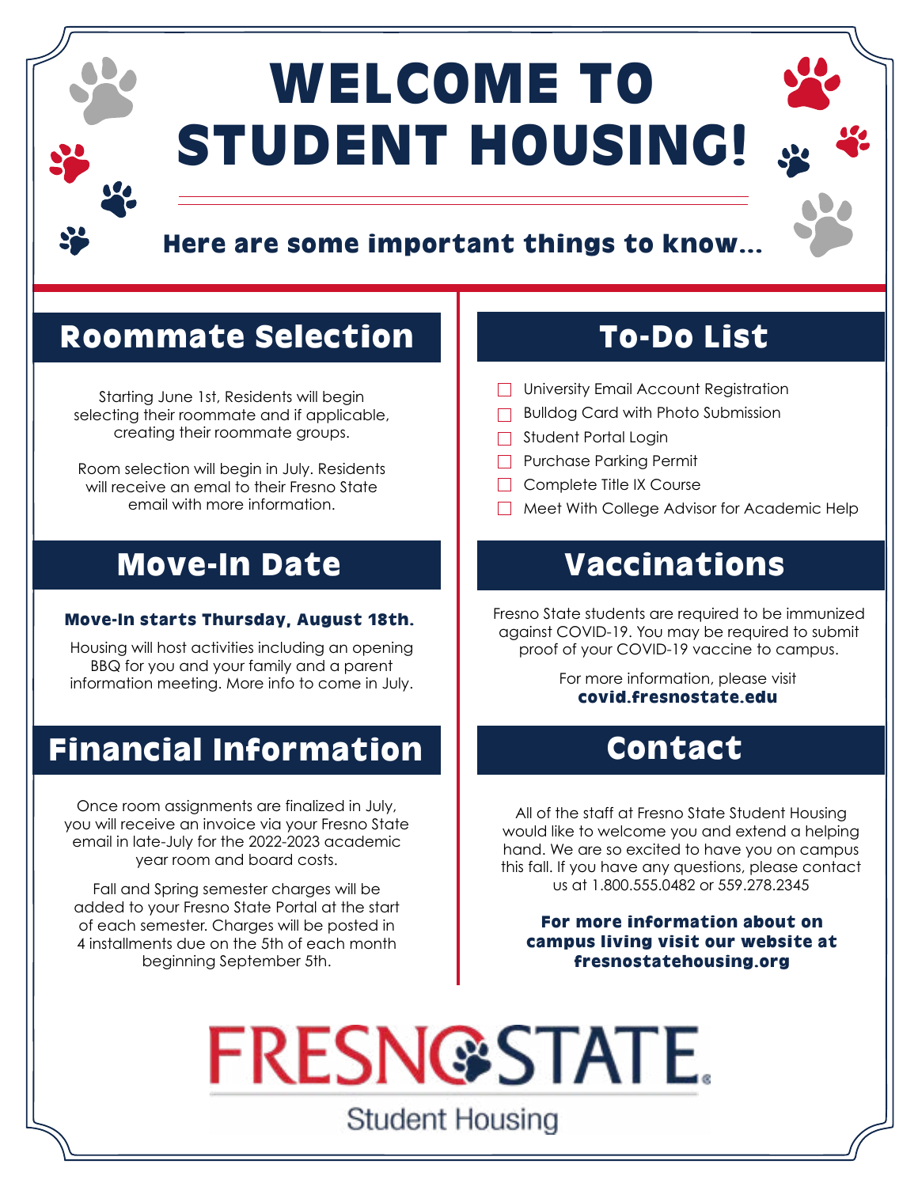# WELCOME TO STUDENT HOUSING!

### Here are some important things to know...

## Roommate Selection

Starting June 1st, Residents will begin selecting their roommate and if applicable, creating their roommate groups.

Room selection will begin in July. Residents will receive an emal to their Fresno State email with more information.

## Move-In Date

**Move-In starts Thursday, August 18th.**

Housing will host activities including an opening BBQ for you and your family and a parent information meeting. More info to come in July.

## Financial Information

Once room assignments are finalized in July, you will receive an invoice via your Fresno State email in late-July for the 2022-2023 academic year room and board costs.

Fall and Spring semester charges will be added to your Fresno State Portal at the start of each semester. Charges will be posted in 4 installments due on the 5th of each month beginning September 5th.

## To-Do List

- [ ] University Email Account Registration
- [ ] Bulldog Card with Photo Submission
- [ ] Student Portal Login
- [ ] Purchase Parking Permit
- [ ] Complete Title IX Course
- [ ] Meet With College Advisor for Academic Help

## Vaccinations

Fresno State students are required to be immunized against COVID-19. You may be required to submit proof of your COVID-19 vaccine to campus.

For more information, please visit **covid.fresnostate.edu**

## Contact

All of the staff at Fresno State Student Housing would like to welcome you and extend a helping hand. We are so excited to have you on campus this fall. If you have any questions, please contact us at 1.800.555.0482 or 559.278.2345

**For more information about on campus living visit our website at fresnostatehousing.org**

FRESNO STATE
Student Housing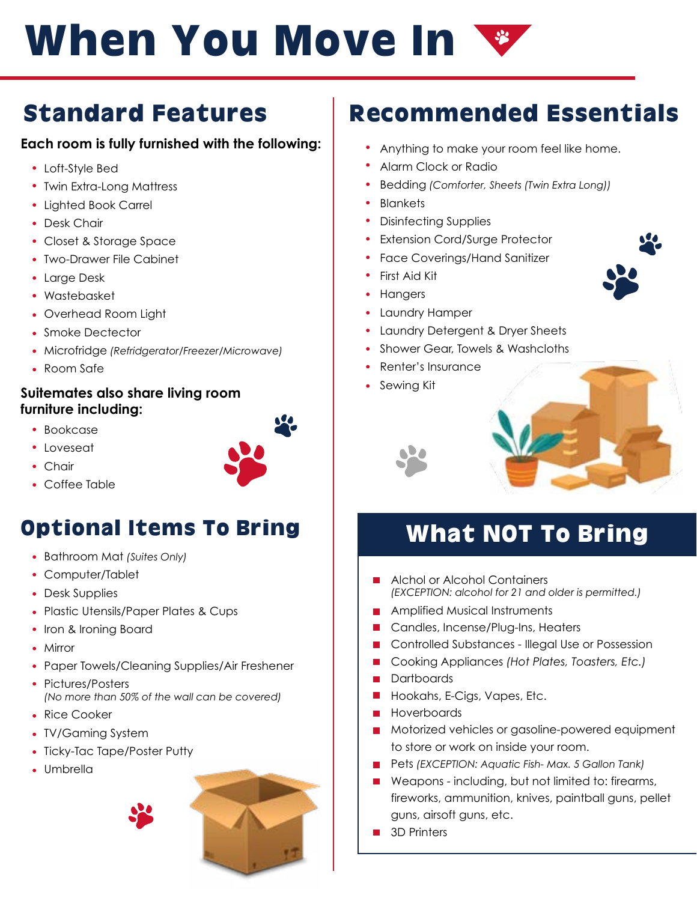# When You Move In

## Standard Features

**Each room is fully furnished with the following:**

- Loft-Style Bed
- Twin Extra-Long Mattress
- Lighted Book Carrel
- Desk Chair
- Closet & Storage Space
- Two-Drawer File Cabinet
- Large Desk
- Wastebasket
- Overhead Room Light
- Smoke Dectector
- Microfridge *(Refridgerator/Freezer/Microwave)*
- Room Safe

**Suitemates also share living room furniture including:**

- Bookcase
- Loveseat
- Chair
- Coffee Table

## Optional Items To Bring

- Bathroom Mat *(Suites Only)*
- Computer/Tablet
- Desk Supplies
- Plastic Utensils/Paper Plates & Cups
- Iron & Ironing Board
- Mirror
- Paper Towels/Cleaning Supplies/Air Freshener
- Pictures/Posters
  *(No more than 50% of the wall can be covered)*
- Rice Cooker
- TV/Gaming System
- Ticky-Tac Tape/Poster Putty
- Umbrella

## Recommended Essentials

- Anything to make your room feel like home.
- Alarm Clock or Radio
- Bedding *(Comforter, Sheets (Twin Extra Long))*
- Blankets
- Disinfecting Supplies
- Extension Cord/Surge Protector
- Face Coverings/Hand Sanitizer
- First Aid Kit
- Hangers
- Laundry Hamper
- Laundry Detergent & Dryer Sheets
- Shower Gear, Towels & Washcloths
- Renter's Insurance
- Sewing Kit

## What NOT To Bring

- Alchol or Alcohol Containers
  *(EXCEPTION: alcohol for 21 and older is permitted.)*
- Amplified Musical Instruments
- Candles, Incense/Plug-Ins, Heaters
- Controlled Substances - Illegal Use or Possession
- Cooking Appliances *(Hot Plates, Toasters, Etc.)*
- Dartboards
- Hookahs, E-Cigs, Vapes, Etc.
- Hoverboards
- Motorized vehicles or gasoline-powered equipment to store or work on inside your room.
- Pets *(EXCEPTION: Aquatic Fish- Max. 5 Gallon Tank)*
- Weapons - including, but not limited to: firearms, fireworks, ammunition, knives, paintball guns, pellet guns, airsoft guns, etc.
- 3D Printers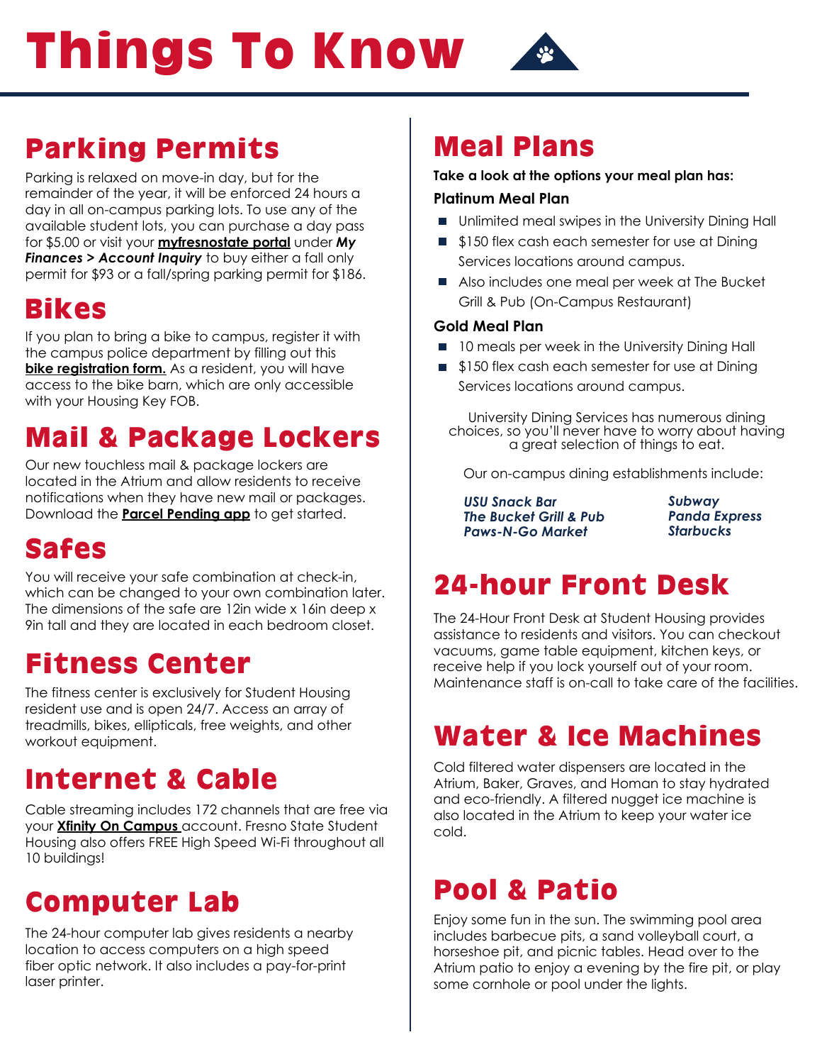# Things To Know

## Parking Permits

Parking is relaxed on move-in day, but for the remainder of the year, it will be enforced 24 hours a day in all on-campus parking lots. To use any of the available student lots, you can purchase a day pass for $5.00 or visit your **myfresnostate portal** under ***My Finances > Account Inquiry*** to buy either a fall only permit for $93 or a fall/spring parking permit for $186.

## Bikes

If you plan to bring a bike to campus, register it with the campus police department by filling out this **bike registration form.** As a resident, you will have access to the bike barn, which are only accessible with your Housing Key FOB.

## Mail & Package Lockers

Our new touchless mail & package lockers are located in the Atrium and allow residents to receive notifications when they have new mail or packages. Download the **Parcel Pending app** to get started.

## Safes

You will receive your safe combination at check-in, which can be changed to your own combination later. The dimensions of the safe are 12in wide x 16in deep x 9in tall and they are located in each bedroom closet.

## Fitness Center

The fitness center is exclusively for Student Housing resident use and is open 24/7. Access an array of treadmills, bikes, ellipticals, free weights, and other workout equipment.

## Internet & Cable

Cable streaming includes 172 channels that are free via your **Xfinity On Campus** account. Fresno State Student Housing also offers FREE High Speed Wi-Fi throughout all 10 buildings!

## Computer Lab

The 24-hour computer lab gives residents a nearby location to access computers on a high speed fiber optic network. It also includes a pay-for-print laser printer.

## Meal Plans

**Take a look at the options your meal plan has:**

**Platinum Meal Plan**

- Unlimited meal swipes in the University Dining Hall
- $150 flex cash each semester for use at Dining Services locations around campus.
- Also includes one meal per week at The Bucket Grill & Pub (On-Campus Restaurant)

**Gold Meal Plan**

- 10 meals per week in the University Dining Hall
- $150 flex cash each semester for use at Dining Services locations around campus.

University Dining Services has numerous dining choices, so you'll never have to worry about having a great selection of things to eat.

Our on-campus dining establishments include:

***USU Snack Bar***
***The Bucket Grill & Pub***
***Paws-N-Go Market***
***Subway***
***Panda Express***
***Starbucks***

## 24-hour Front Desk

The 24-Hour Front Desk at Student Housing provides assistance to residents and visitors. You can checkout vacuums, game table equipment, kitchen keys, or receive help if you lock yourself out of your room. Maintenance staff is on-call to take care of the facilities.

## Water & Ice Machines

Cold filtered water dispensers are located in the Atrium, Baker, Graves, and Homan to stay hydrated and eco-friendly. A filtered nugget ice machine is also located in the Atrium to keep your water ice cold.

## Pool & Patio

Enjoy some fun in the sun. The swimming pool area includes barbecue pits, a sand volleyball court, a horseshoe pit, and picnic tables. Head over to the Atrium patio to enjoy a evening by the fire pit, or play some cornhole or pool under the lights.